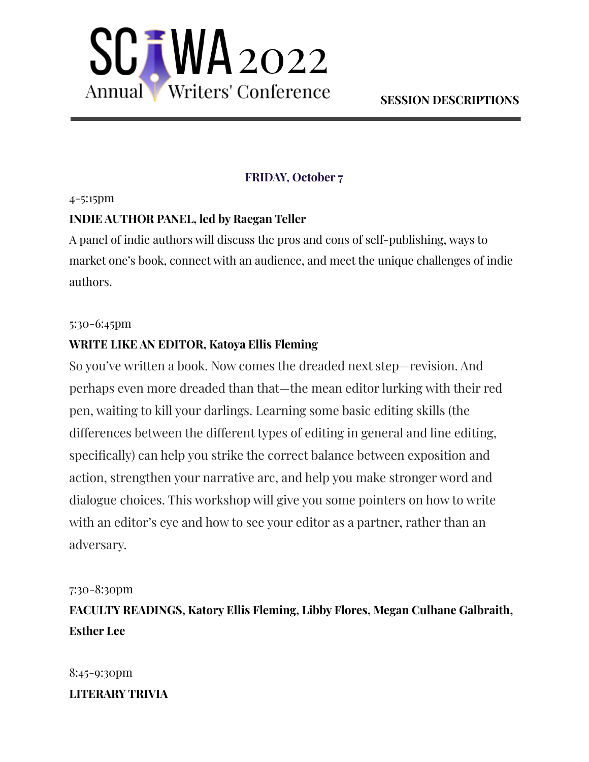# SCWA 2022 Annual Writers' Conference

**SESSION DESCRIPTIONS**

## FRIDAY, October 7

4-5:15pm

**INDIE AUTHOR PANEL, led by Raegan Teller**

A panel of indie authors will discuss the pros and cons of self-publishing, ways to market one's book, connect with an audience, and meet the unique challenges of indie authors.

5:30-6:45pm

**WRITE LIKE AN EDITOR, Katoya Ellis Fleming**

So you've written a book. Now comes the dreaded next step—revision. And perhaps even more dreaded than that—the mean editor lurking with their red pen, waiting to kill your darlings. Learning some basic editing skills (the differences between the different types of editing in general and line editing, specifically) can help you strike the correct balance between exposition and action, strengthen your narrative arc, and help you make stronger word and dialogue choices. This workshop will give you some pointers on how to write with an editor's eye and how to see your editor as a partner, rather than an adversary.

7:30-8:30pm

**FACULTY READINGS, Katory Ellis Fleming, Libby Flores, Megan Culhane Galbraith, Esther Lee**

8:45-9:30pm

**LITERARY TRIVIA**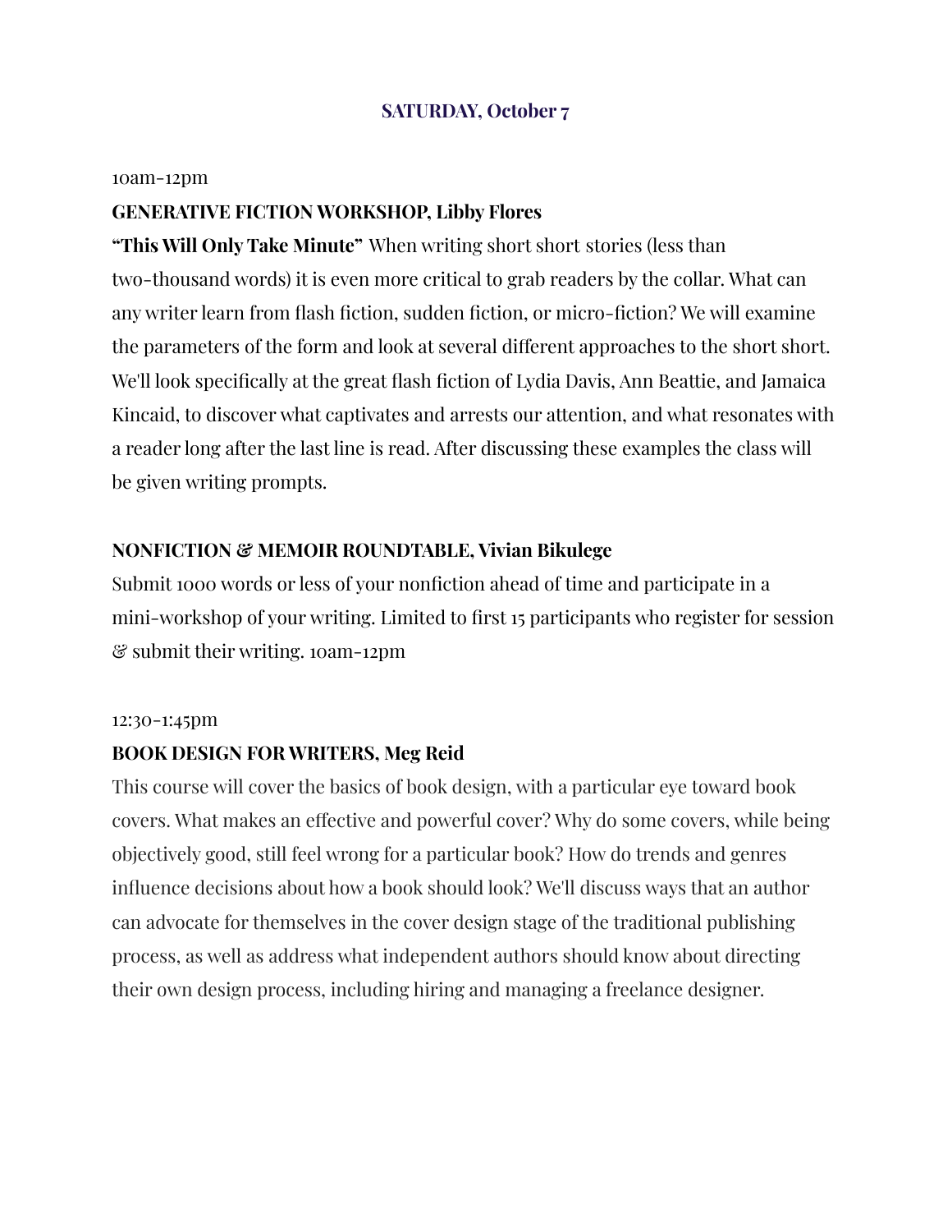## SATURDAY, October 7

10am-12pm

**GENERATIVE FICTION WORKSHOP, Libby Flores**

**"This Will Only Take Minute"** When writing short short stories (less than two-thousand words) it is even more critical to grab readers by the collar. What can any writer learn from flash fiction, sudden fiction, or micro-fiction? We will examine the parameters of the form and look at several different approaches to the short short. We'll look specifically at the great flash fiction of Lydia Davis, Ann Beattie, and Jamaica Kincaid, to discover what captivates and arrests our attention, and what resonates with a reader long after the last line is read. After discussing these examples the class will be given writing prompts.

**NONFICTION & MEMOIR ROUNDTABLE, Vivian Bikulege**

Submit 1000 words or less of your nonfiction ahead of time and participate in a mini-workshop of your writing. Limited to first 15 participants who register for session & submit their writing. 10am-12pm

12:30-1:45pm

**BOOK DESIGN FOR WRITERS, Meg Reid**

This course will cover the basics of book design, with a particular eye toward book covers. What makes an effective and powerful cover? Why do some covers, while being objectively good, still feel wrong for a particular book? How do trends and genres influence decisions about how a book should look? We'll discuss ways that an author can advocate for themselves in the cover design stage of the traditional publishing process, as well as address what independent authors should know about directing their own design process, including hiring and managing a freelance designer.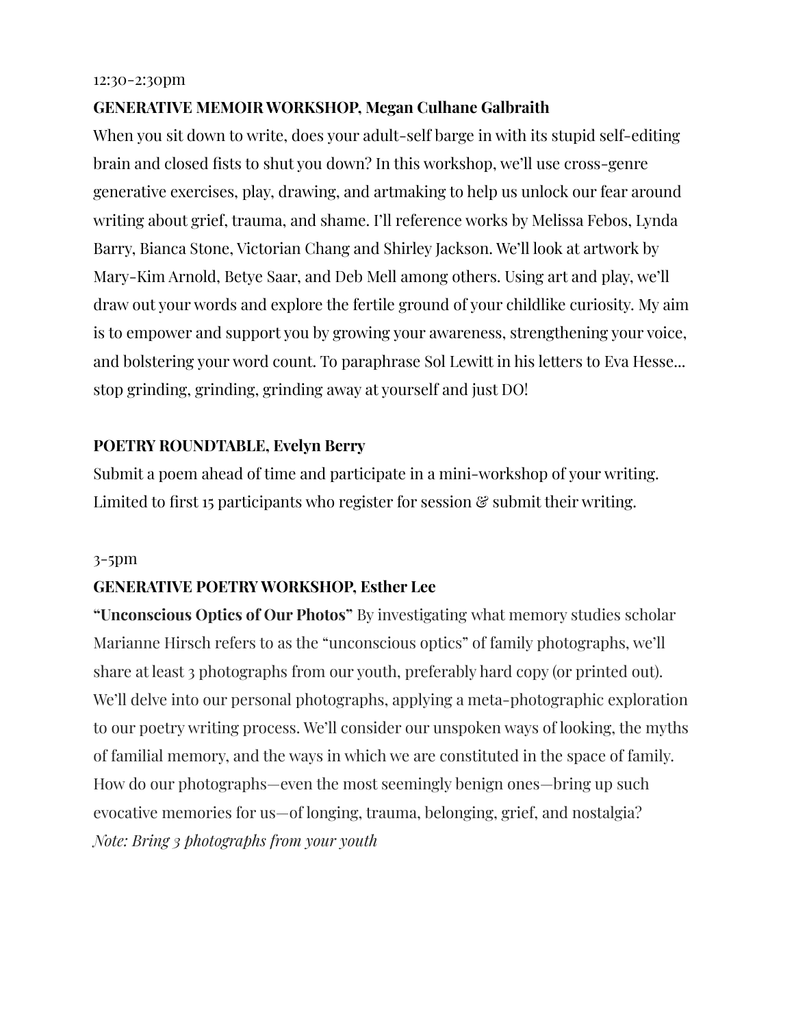12:30-2:30pm

**GENERATIVE MEMOIR WORKSHOP, Megan Culhane Galbraith**

When you sit down to write, does your adult-self barge in with its stupid self-editing brain and closed fists to shut you down? In this workshop, we'll use cross-genre generative exercises, play, drawing, and artmaking to help us unlock our fear around writing about grief, trauma, and shame. I'll reference works by Melissa Febos, Lynda Barry, Bianca Stone, Victorian Chang and Shirley Jackson. We'll look at artwork by Mary-Kim Arnold, Betye Saar, and Deb Mell among others. Using art and play, we'll draw out your words and explore the fertile ground of your childlike curiosity. My aim is to empower and support you by growing your awareness, strengthening your voice, and bolstering your word count. To paraphrase Sol Lewitt in his letters to Eva Hesse... stop grinding, grinding, grinding away at yourself and just DO!

**POETRY ROUNDTABLE, Evelyn Berry**

Submit a poem ahead of time and participate in a mini-workshop of your writing. Limited to first 15 participants who register for session & submit their writing.

3-5pm

**GENERATIVE POETRY WORKSHOP, Esther Lee**

**"Unconscious Optics of Our Photos"** By investigating what memory studies scholar Marianne Hirsch refers to as the "unconscious optics" of family photographs, we'll share at least 3 photographs from our youth, preferably hard copy (or printed out). We'll delve into our personal photographs, applying a meta-photographic exploration to our poetry writing process. We'll consider our unspoken ways of looking, the myths of familial memory, and the ways in which we are constituted in the space of family. How do our photographs—even the most seemingly benign ones—bring up such evocative memories for us—of longing, trauma, belonging, grief, and nostalgia?

*Note: Bring 3 photographs from your youth*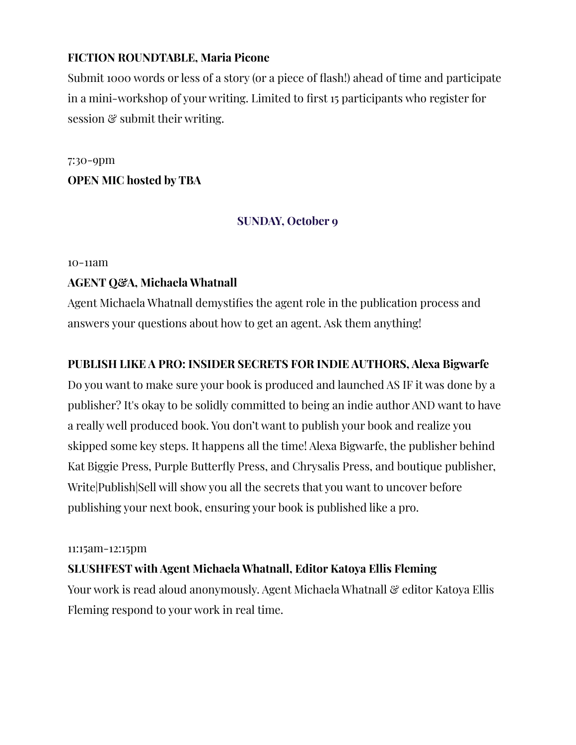**FICTION ROUNDTABLE, Maria Picone**

Submit 1000 words or less of a story (or a piece of flash!) ahead of time and participate in a mini-workshop of your writing. Limited to first 15 participants who register for session & submit their writing.

7:30-9pm

**OPEN MIC hosted by TBA**

## SUNDAY, October 9

10-11am

**AGENT Q&A, Michaela Whatnall**

Agent Michaela Whatnall demystifies the agent role in the publication process and answers your questions about how to get an agent. Ask them anything!

**PUBLISH LIKE A PRO: INSIDER SECRETS FOR INDIE AUTHORS, Alexa Bigwarfe**

Do you want to make sure your book is produced and launched AS IF it was done by a publisher? It's okay to be solidly committed to being an indie author AND want to have a really well produced book. You don't want to publish your book and realize you skipped some key steps. It happens all the time! Alexa Bigwarfe, the publisher behind Kat Biggie Press, Purple Butterfly Press, and Chrysalis Press, and boutique publisher, Write|Publish|Sell will show you all the secrets that you want to uncover before publishing your next book, ensuring your book is published like a pro.

11:15am-12:15pm

**SLUSHFEST with Agent Michaela Whatnall, Editor Katoya Ellis Fleming**

Your work is read aloud anonymously. Agent Michaela Whatnall & editor Katoya Ellis Fleming respond to your work in real time.